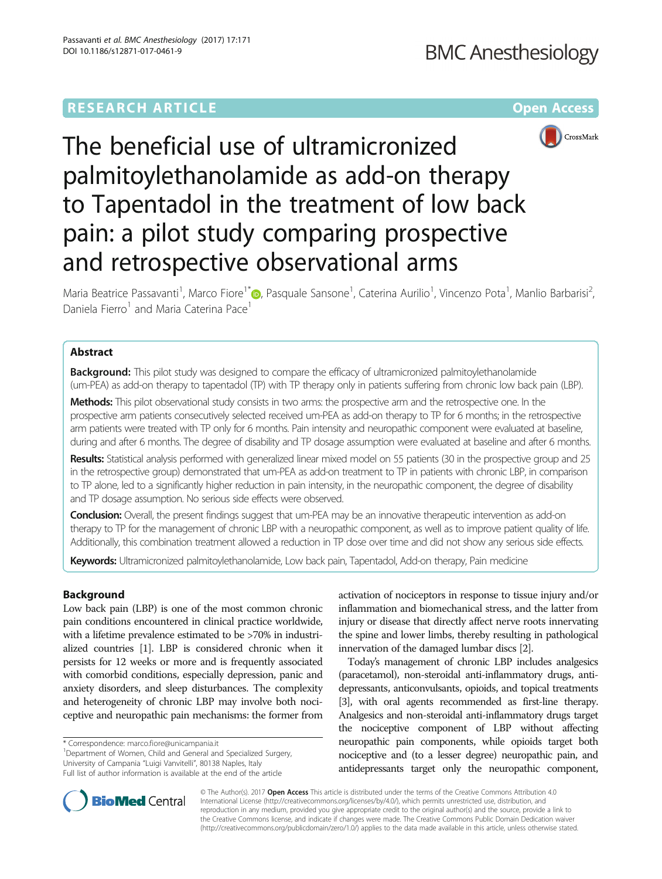RESEARCH ARTICLE

Open Access

# The beneficial use of ultramicronized palmitoylethanolamide as add-on therapy to Tapentadol in the treatment of low back pain: a pilot study comparing prospective and retrospective observational arms

Maria Beatrice Passavanti[1], Marco Fiore[1*], Pasquale Sansone[1], Caterina Aurilio[1], Vincenzo Pota[1], Manlio Barbarisi[2], Daniela Fierro[1] and Maria Caterina Pace[1]

## Abstract

**Background:** This pilot study was designed to compare the efficacy of ultramicronized palmitoylethanolamide (um-PEA) as add-on therapy to tapentadol (TP) with TP therapy only in patients suffering from chronic low back pain (LBP).

**Methods:** This pilot observational study consists in two arms: the prospective arm and the retrospective one. In the prospective arm patients consecutively selected received um-PEA as add-on therapy to TP for 6 months; in the retrospective arm patients were treated with TP only for 6 months. Pain intensity and neuropathic component were evaluated at baseline, during and after 6 months. The degree of disability and TP dosage assumption were evaluated at baseline and after 6 months.

**Results:** Statistical analysis performed with generalized linear mixed model on 55 patients (30 in the prospective group and 25 in the retrospective group) demonstrated that um-PEA as add-on treatment to TP in patients with chronic LBP, in comparison to TP alone, led to a significantly higher reduction in pain intensity, in the neuropathic component, the degree of disability and TP dosage assumption. No serious side effects were observed.

**Conclusion:** Overall, the present findings suggest that um-PEA may be an innovative therapeutic intervention as add-on therapy to TP for the management of chronic LBP with a neuropathic component, as well as to improve patient quality of life. Additionally, this combination treatment allowed a reduction in TP dose over time and did not show any serious side effects.

**Keywords:** Ultramicronized palmitoylethanolamide, Low back pain, Tapentadol, Add-on therapy, Pain medicine

## Background

Low back pain (LBP) is one of the most common chronic pain conditions encountered in clinical practice worldwide, with a lifetime prevalence estimated to be >70% in industrialized countries [1]. LBP is considered chronic when it persists for 12 weeks or more and is frequently associated with comorbid conditions, especially depression, panic and anxiety disorders, and sleep disturbances. The complexity and heterogeneity of chronic LBP may involve both nociceptive and neuropathic pain mechanisms: the former from activation of nociceptors in response to tissue injury and/or inflammation and biomechanical stress, and the latter from injury or disease that directly affect nerve roots innervating the spine and lower limbs, thereby resulting in pathological innervation of the damaged lumbar discs [2].

Today's management of chronic LBP includes analgesics (paracetamol), non-steroidal anti-inflammatory drugs, antidepressants, anticonvulsants, opioids, and topical treatments [3], with oral agents recommended as first-line therapy. Analgesics and non-steroidal anti-inflammatory drugs target the nociceptive component of LBP without affecting neuropathic pain components, while opioids target both nociceptive and (to a lesser degree) neuropathic pain, and antidepressants target only the neuropathic component,

\* Correspondence: marco.fiore@unicampania.it

[1]Department of Women, Child and General and Specialized Surgery, University of Campania "Luigi Vanvitelli", 80138 Naples, Italy

Full list of author information is available at the end of the article

© The Author(s). 2017 **Open Access** This article is distributed under the terms of the Creative Commons Attribution 4.0 International License (http://creativecommons.org/licenses/by/4.0/), which permits unrestricted use, distribution, and reproduction in any medium, provided you give appropriate credit to the original author(s) and the source, provide a link to the Creative Commons license, and indicate if changes were made. The Creative Commons Public Domain Dedication waiver (http://creativecommons.org/publicdomain/zero/1.0/) applies to the data made available in this article, unless otherwise stated.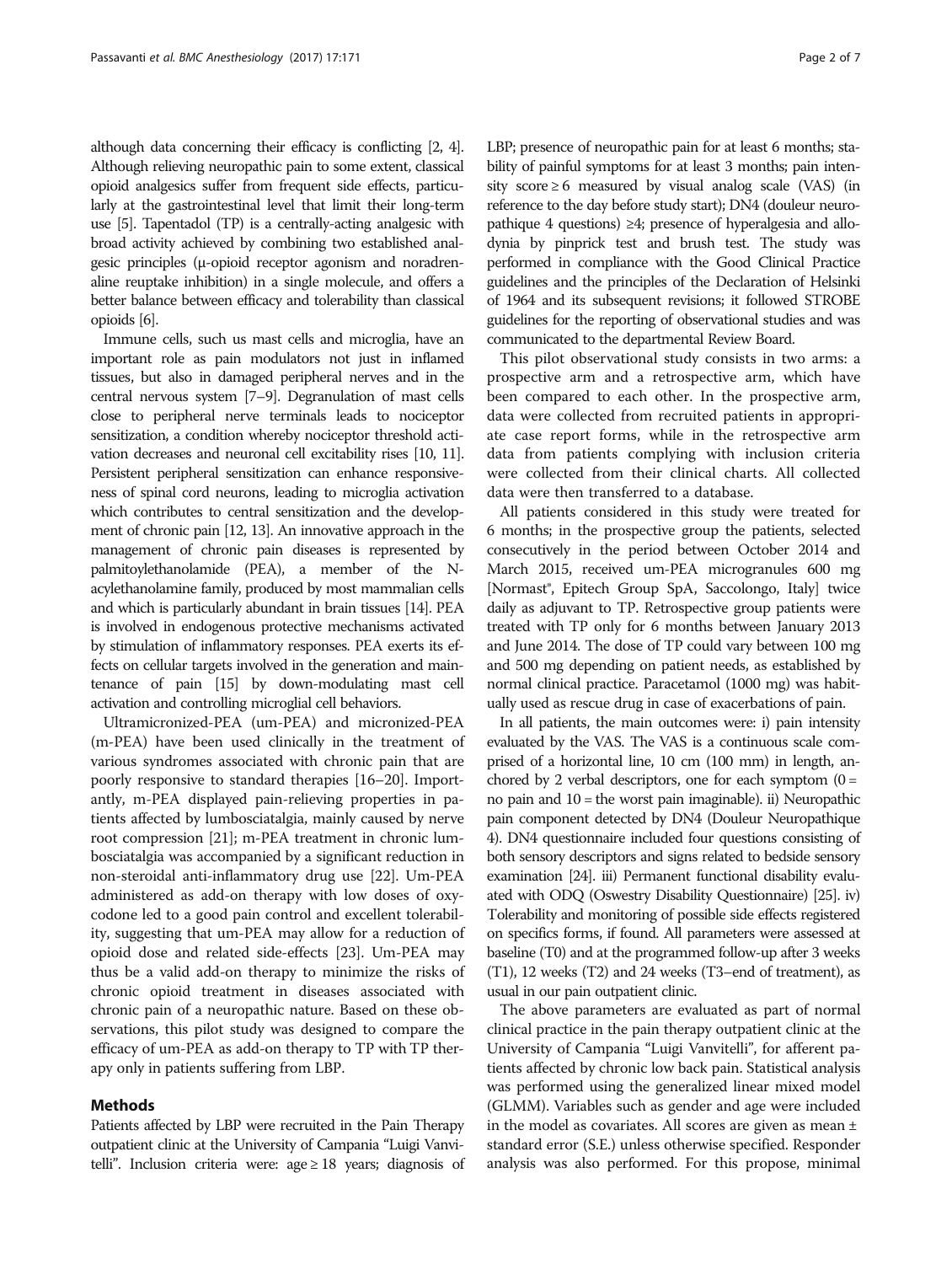although data concerning their efficacy is conflicting [2, 4]. Although relieving neuropathic pain to some extent, classical opioid analgesics suffer from frequent side effects, particularly at the gastrointestinal level that limit their long-term use [5]. Tapentadol (TP) is a centrally-acting analgesic with broad activity achieved by combining two established analgesic principles (μ-opioid receptor agonism and noradrenaline reuptake inhibition) in a single molecule, and offers a better balance between efficacy and tolerability than classical opioids [6].

Immune cells, such us mast cells and microglia, have an important role as pain modulators not just in inflamed tissues, but also in damaged peripheral nerves and in the central nervous system [7–9]. Degranulation of mast cells close to peripheral nerve terminals leads to nociceptor sensitization, a condition whereby nociceptor threshold activation decreases and neuronal cell excitability rises [10, 11]. Persistent peripheral sensitization can enhance responsiveness of spinal cord neurons, leading to microglia activation which contributes to central sensitization and the development of chronic pain [12, 13]. An innovative approach in the management of chronic pain diseases is represented by palmitoylethanolamide (PEA), a member of the N-acylethanolamine family, produced by most mammalian cells and which is particularly abundant in brain tissues [14]. PEA is involved in endogenous protective mechanisms activated by stimulation of inflammatory responses. PEA exerts its effects on cellular targets involved in the generation and maintenance of pain [15] by down-modulating mast cell activation and controlling microglial cell behaviors.

Ultramicronized-PEA (um-PEA) and micronized-PEA (m-PEA) have been used clinically in the treatment of various syndromes associated with chronic pain that are poorly responsive to standard therapies [16–20]. Importantly, m-PEA displayed pain-relieving properties in patients affected by lumbosciatalgia, mainly caused by nerve root compression [21]; m-PEA treatment in chronic lumbosciatalgia was accompanied by a significant reduction in non-steroidal anti-inflammatory drug use [22]. Um-PEA administered as add-on therapy with low doses of oxycodone led to a good pain control and excellent tolerability, suggesting that um-PEA may allow for a reduction of opioid dose and related side-effects [23]. Um-PEA may thus be a valid add-on therapy to minimize the risks of chronic opioid treatment in diseases associated with chronic pain of a neuropathic nature. Based on these observations, this pilot study was designed to compare the efficacy of um-PEA as add-on therapy to TP with TP therapy only in patients suffering from LBP.

## Methods

Patients affected by LBP were recruited in the Pain Therapy outpatient clinic at the University of Campania "Luigi Vanvitelli". Inclusion criteria were: age ≥ 18 years; diagnosis of LBP; presence of neuropathic pain for at least 6 months; stability of painful symptoms for at least 3 months; pain intensity score ≥ 6 measured by visual analog scale (VAS) (in reference to the day before study start); DN4 (douleur neuropathique 4 questions) ≥4; presence of hyperalgesia and allodynia by pinprick test and brush test. The study was performed in compliance with the Good Clinical Practice guidelines and the principles of the Declaration of Helsinki of 1964 and its subsequent revisions; it followed STROBE guidelines for the reporting of observational studies and was communicated to the departmental Review Board.

This pilot observational study consists in two arms: a prospective arm and a retrospective arm, which have been compared to each other. In the prospective arm, data were collected from recruited patients in appropriate case report forms, while in the retrospective arm data from patients complying with inclusion criteria were collected from their clinical charts. All collected data were then transferred to a database.

All patients considered in this study were treated for 6 months; in the prospective group the patients, selected consecutively in the period between October 2014 and March 2015, received um-PEA microgranules 600 mg [Normast®, Epitech Group SpA, Saccolongo, Italy] twice daily as adjuvant to TP. Retrospective group patients were treated with TP only for 6 months between January 2013 and June 2014. The dose of TP could vary between 100 mg and 500 mg depending on patient needs, as established by normal clinical practice. Paracetamol (1000 mg) was habitually used as rescue drug in case of exacerbations of pain.

In all patients, the main outcomes were: i) pain intensity evaluated by the VAS. The VAS is a continuous scale comprised of a horizontal line, 10 cm (100 mm) in length, anchored by 2 verbal descriptors, one for each symptom (0 = no pain and 10 = the worst pain imaginable). ii) Neuropathic pain component detected by DN4 (Douleur Neuropathique 4). DN4 questionnaire included four questions consisting of both sensory descriptors and signs related to bedside sensory examination [24]. iii) Permanent functional disability evaluated with ODQ (Oswestry Disability Questionnaire) [25]. iv) Tolerability and monitoring of possible side effects registered on specifics forms, if found. All parameters were assessed at baseline (T0) and at the programmed follow-up after 3 weeks (T1), 12 weeks (T2) and 24 weeks (T3–end of treatment), as usual in our pain outpatient clinic.

The above parameters are evaluated as part of normal clinical practice in the pain therapy outpatient clinic at the University of Campania "Luigi Vanvitelli", for afferent patients affected by chronic low back pain. Statistical analysis was performed using the generalized linear mixed model (GLMM). Variables such as gender and age were included in the model as covariates. All scores are given as mean ± standard error (S.E.) unless otherwise specified. Responder analysis was also performed. For this propose, minimal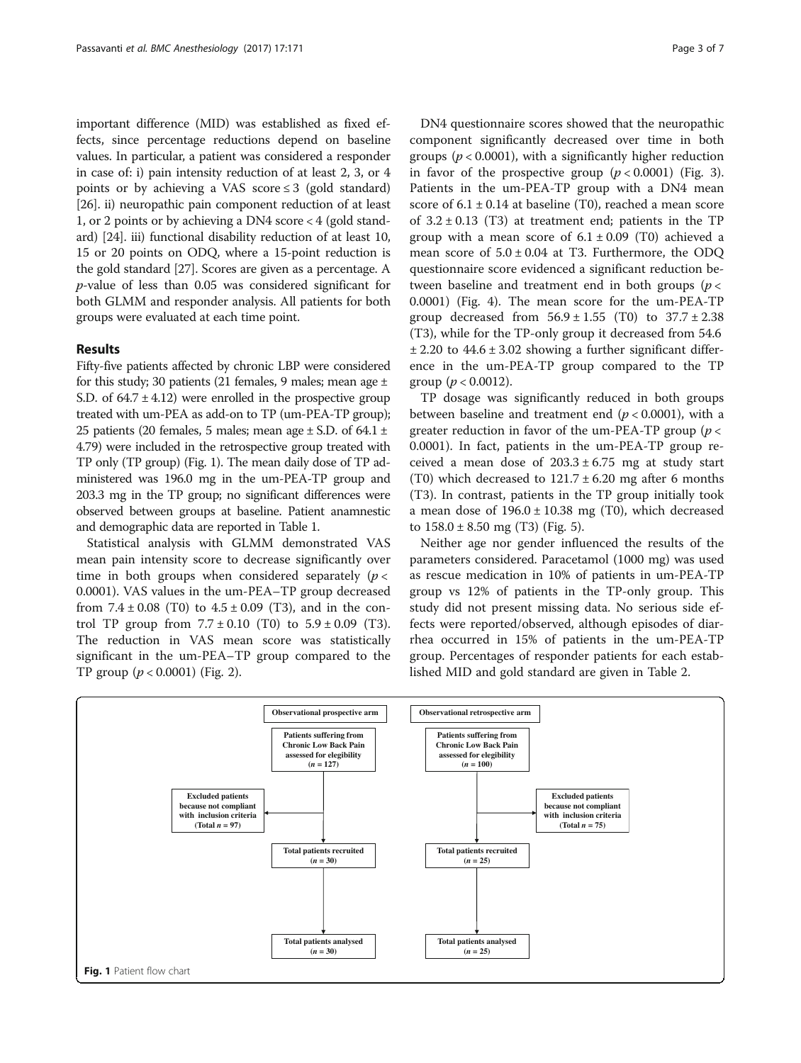important difference (MID) was established as fixed effects, since percentage reductions depend on baseline values. In particular, a patient was considered a responder in case of: i) pain intensity reduction of at least 2, 3, or 4 points or by achieving a VAS score ≤ 3 (gold standard) [26]. ii) neuropathic pain component reduction of at least 1, or 2 points or by achieving a DN4 score < 4 (gold standard) [24]. iii) functional disability reduction of at least 10, 15 or 20 points on ODQ, where a 15-point reduction is the gold standard [27]. Scores are given as a percentage. A *p*-value of less than 0.05 was considered significant for both GLMM and responder analysis. All patients for both groups were evaluated at each time point.

## Results

Fifty-five patients affected by chronic LBP were considered for this study; 30 patients (21 females, 9 males; mean age ± S.D. of 64.7 ± 4.12) were enrolled in the prospective group treated with um-PEA as add-on to TP (um-PEA-TP group); 25 patients (20 females, 5 males; mean age ± S.D. of 64.1 ± 4.79) were included in the retrospective group treated with TP only (TP group) (Fig. 1). The mean daily dose of TP administered was 196.0 mg in the um-PEA-TP group and 203.3 mg in the TP group; no significant differences were observed between groups at baseline. Patient anamnestic and demographic data are reported in Table 1.

Statistical analysis with GLMM demonstrated VAS mean pain intensity score to decrease significantly over time in both groups when considered separately ($p < 0.0001$). VAS values in the um-PEA–TP group decreased from 7.4 ± 0.08 (T0) to 4.5 ± 0.09 (T3), and in the control TP group from 7.7 ± 0.10 (T0) to 5.9 ± 0.09 (T3). The reduction in VAS mean score was statistically significant in the um-PEA–TP group compared to the TP group ($p < 0.0001$) (Fig. 2).

DN4 questionnaire scores showed that the neuropathic component significantly decreased over time in both groups ($p < 0.0001$), with a significantly higher reduction in favor of the prospective group ($p < 0.0001$) (Fig. 3). Patients in the um-PEA-TP group with a DN4 mean score of 6.1 ± 0.14 at baseline (T0), reached a mean score of 3.2 ± 0.13 (T3) at treatment end; patients in the TP group with a mean score of 6.1 ± 0.09 (T0) achieved a mean score of 5.0 ± 0.04 at T3. Furthermore, the ODQ questionnaire score evidenced a significant reduction between baseline and treatment end in both groups ($p < 0.0001$) (Fig. 4). The mean score for the um-PEA-TP group decreased from 56.9 ± 1.55 (T0) to 37.7 ± 2.38 (T3), while for the TP-only group it decreased from 54.6 ± 2.20 to 44.6 ± 3.02 showing a further significant difference in the um-PEA-TP group compared to the TP group ($p < 0.0012$).

TP dosage was significantly reduced in both groups between baseline and treatment end ($p < 0.0001$), with a greater reduction in favor of the um-PEA-TP group ($p < 0.0001$). In fact, patients in the um-PEA-TP group received a mean dose of 203.3 ± 6.75 mg at study start (T0) which decreased to 121.7 ± 6.20 mg after 6 months (T3). In contrast, patients in the TP group initially took a mean dose of 196.0 ± 10.38 mg (T0), which decreased to 158.0 ± 8.50 mg (T3) (Fig. 5).

Neither age nor gender influenced the results of the parameters considered. Paracetamol (1000 mg) was used as rescue medication in 10% of patients in um-PEA-TP group vs 12% of patients in the TP-only group. This study did not present missing data. No serious side effects were reported/observed, although episodes of diarrhea occurred in 15% of patients in the um-PEA-TP group. Percentages of responder patients for each established MID and gold standard are given in Table 2.

| Observational prospective arm | Observational retrospective arm |
|---|---|
| Patients suffering from Chronic Low Back Pain assessed for elegibility ($n = 127$) | Patients suffering from Chronic Low Back Pain assessed for elegibility ($n = 100$) |
| Excluded patients because not compliant with inclusion criteria (Total $n = 97$) | Excluded patients because not compliant with inclusion criteria (Total $n = 75$) |
| Total patients recruited ($n = 30$) | Total patients recruited ($n = 25$) |
| Total patients analysed ($n = 30$) | Total patients analysed ($n = 25$) |

**Fig. 1** Patient flow chart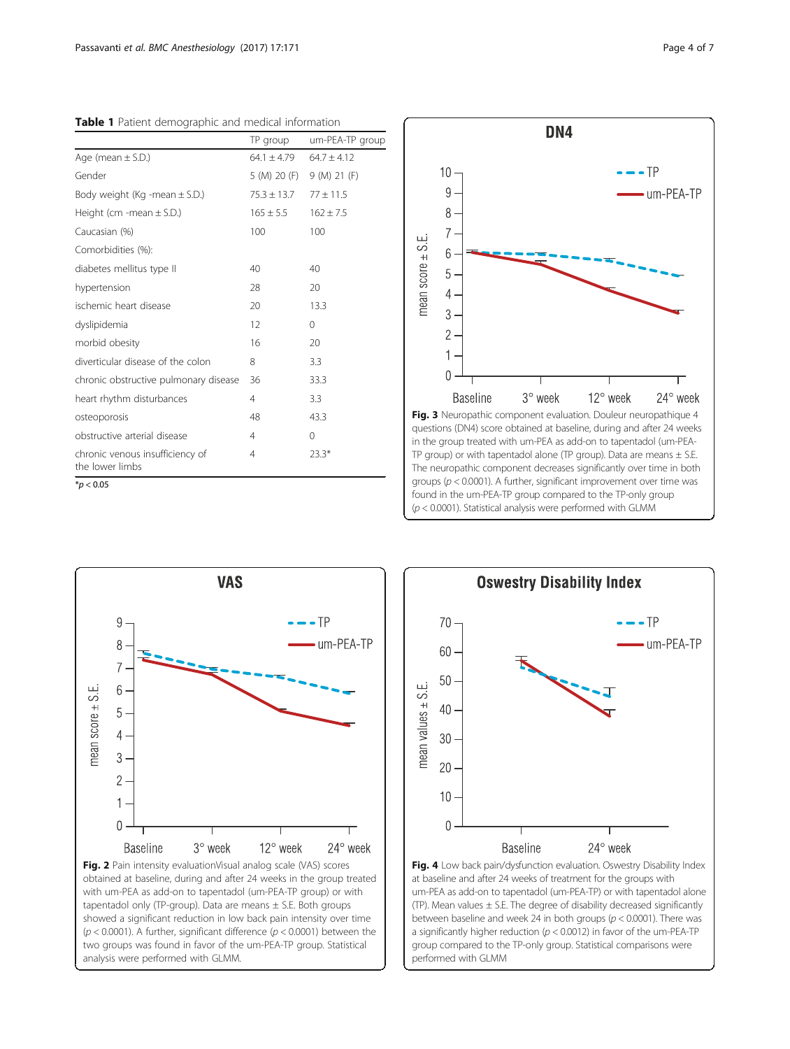**Table 1** Patient demographic and medical information

| | TP group | um-PEA-TP group |
|---|---|---|
| Age (mean ± S.D.) | 64.1 ± 4.79 | 64.7 ± 4.12 |
| Gender | 5 (M) 20 (F) | 9 (M) 21 (F) |
| Body weight (Kg -mean ± S.D.) | 75.3 ± 13.7 | 77 ± 11.5 |
| Height (cm -mean ± S.D.) | 165 ± 5.5 | 162 ± 7.5 |
| Caucasian (%) | 100 | 100 |
| Comorbidities (%): | | |
| diabetes mellitus type II | 40 | 40 |
| hypertension | 28 | 20 |
| ischemic heart disease | 20 | 13.3 |
| dyslipidemia | 12 | 0 |
| morbid obesity | 16 | 20 |
| diverticular disease of the colon | 8 | 3.3 |
| chronic obstructive pulmonary disease | 36 | 33.3 |
| heart rhythm disturbances | 4 | 3.3 |
| osteoporosis | 48 | 43.3 |
| obstructive arterial disease | 4 | 0 |
| chronic venous insufficiency of the lower limbs | 4 | 23.3* |

*$p < 0.05$

**Fig. 3** Neuropathic component evaluation. Douleur neuropathique 4 questions (DN4) score obtained at baseline, during and after 24 weeks in the group treated with um-PEA as add-on to tapentadol (um-PEA-TP group) or with tapentadol alone (TP group). Data are means ± S.E. The neuropathic component decreases significantly over time in both groups ($p < 0.0001$). A further, significant improvement over time was found in the um-PEA-TP group compared to the TP-only group ($p < 0.0001$). Statistical analysis were performed with GLMM

**Fig. 2** Pain intensity evaluationVisual analog scale (VAS) scores obtained at baseline, during and after 24 weeks in the group treated with um-PEA as add-on to tapentadol (um-PEA-TP group) or with tapentadol only (TP-group). Data are means ± S.E. Both groups showed a significant reduction in low back pain intensity over time ($p < 0.0001$). A further, significant difference ($p < 0.0001$) between the two groups was found in favor of the um-PEA-TP group. Statistical analysis were performed with GLMM.

**Fig. 4** Low back pain/dysfunction evaluation. Oswestry Disability Index at baseline and after 24 weeks of treatment for the groups with um-PEA as add-on to tapentadol (um-PEA-TP) or with tapentadol alone (TP). Mean values ± S.E. The degree of disability decreased significantly between baseline and week 24 in both groups ($p < 0.0001$). There was a significantly higher reduction ($p < 0.0012$) in favor of the um-PEA-TP group compared to the TP-only group. Statistical comparisons were performed with GLMM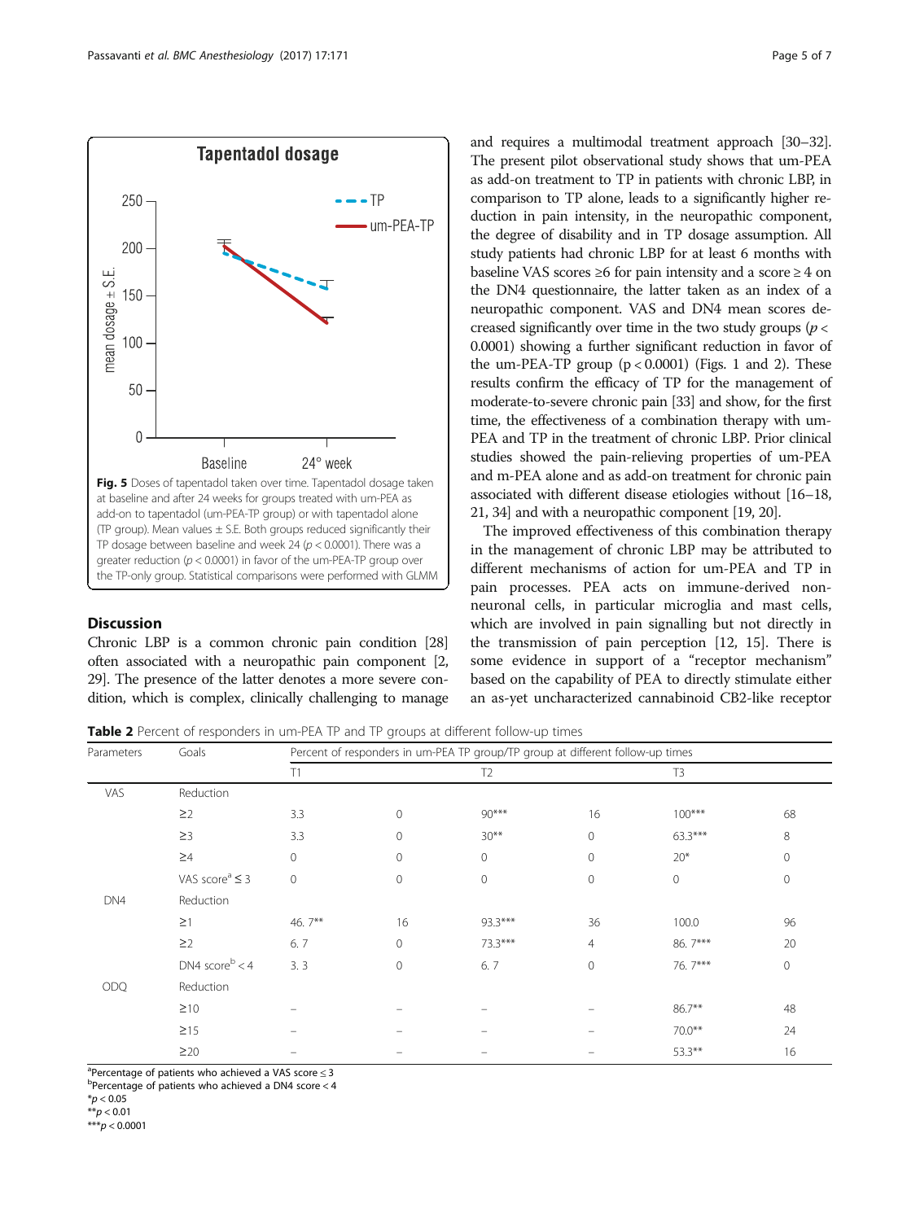**Fig. 5** Doses of tapentadol taken over time. Tapentadol dosage taken at baseline and after 24 weeks for groups treated with um-PEA as add-on to tapentadol (um-PEA-TP group) or with tapentadol alone (TP group). Mean values ± S.E. Both groups reduced significantly their TP dosage between baseline and week 24 ($p < 0.0001$). There was a greater reduction ($p < 0.0001$) in favor of the um-PEA-TP group over the TP-only group. Statistical comparisons were performed with GLMM

## Discussion

Chronic LBP is a common chronic pain condition [28] often associated with a neuropathic pain component [2, 29]. The presence of the latter denotes a more severe condition, which is complex, clinically challenging to manage and requires a multimodal treatment approach [30–32]. The present pilot observational study shows that um-PEA as add-on treatment to TP in patients with chronic LBP, in comparison to TP alone, leads to a significantly higher reduction in pain intensity, in the neuropathic component, the degree of disability and in TP dosage assumption. All study patients had chronic LBP for at least 6 months with baseline VAS scores ≥6 for pain intensity and a score ≥ 4 on the DN4 questionnaire, the latter taken as an index of a neuropathic component. VAS and DN4 mean scores decreased significantly over time in the two study groups ($p < 0.0001$) showing a further significant reduction in favor of the um-PEA-TP group ($p < 0.0001$) (Figs. 1 and 2). These results confirm the efficacy of TP for the management of moderate-to-severe chronic pain [33] and show, for the first time, the effectiveness of a combination therapy with um-PEA and TP in the treatment of chronic LBP. Prior clinical studies showed the pain-relieving properties of um-PEA and m-PEA alone and as add-on treatment for chronic pain associated with different disease etiologies without [16–18, 21, 34] and with a neuropathic component [19, 20].

The improved effectiveness of this combination therapy in the management of chronic LBP may be attributed to different mechanisms of action for um-PEA and TP in pain processes. PEA acts on immune-derived non-neuronal cells, in particular microglia and mast cells, which are involved in pain signalling but not directly in the transmission of pain perception [12, 15]. There is some evidence in support of a "receptor mechanism" based on the capability of PEA to directly stimulate either an as-yet uncharacterized cannabinoid CB2-like receptor

**Table 2** Percent of responders in um-PEA TP and TP groups at different follow-up times

| Parameters | Goals | Percent of responders in um-PEA TP group/TP group at different follow-up times | | | | | |
|---|---|---|---|---|---|---|---|
| | | T1 | | T2 | | T3 | |
| VAS | Reduction | | | | | | |
| | ≥2 | 3.3 | 0 | 90*** | 16 | 100*** | 68 |
| | ≥3 | 3.3 | 0 | 30** | 0 | 63.3*** | 8 |
| | ≥4 | 0 | 0 | 0 | 0 | 20* | 0 |
| | VAS score[a] ≤ 3 | 0 | 0 | 0 | 0 | 0 | 0 |
| DN4 | Reduction | | | | | | |
| | ≥1 | 46. 7** | 16 | 93.3*** | 36 | 100.0 | 96 |
| | ≥2 | 6. 7 | 0 | 73.3*** | 4 | 86. 7*** | 20 |
| | DN4 score[b] < 4 | 3. 3 | 0 | 6. 7 | 0 | 76. 7*** | 0 |
| ODQ | Reduction | | | | | | |
| | ≥10 | – | – | – | – | 86.7** | 48 |
| | ≥15 | – | – | – | – | 70.0** | 24 |
| | ≥20 | – | – | – | – | 53.3** | 16 |

[a]Percentage of patients who achieved a VAS score ≤ 3
[b]Percentage of patients who achieved a DN4 score < 4
*$p < 0.05$
**$p < 0.01$
***$p < 0.0001$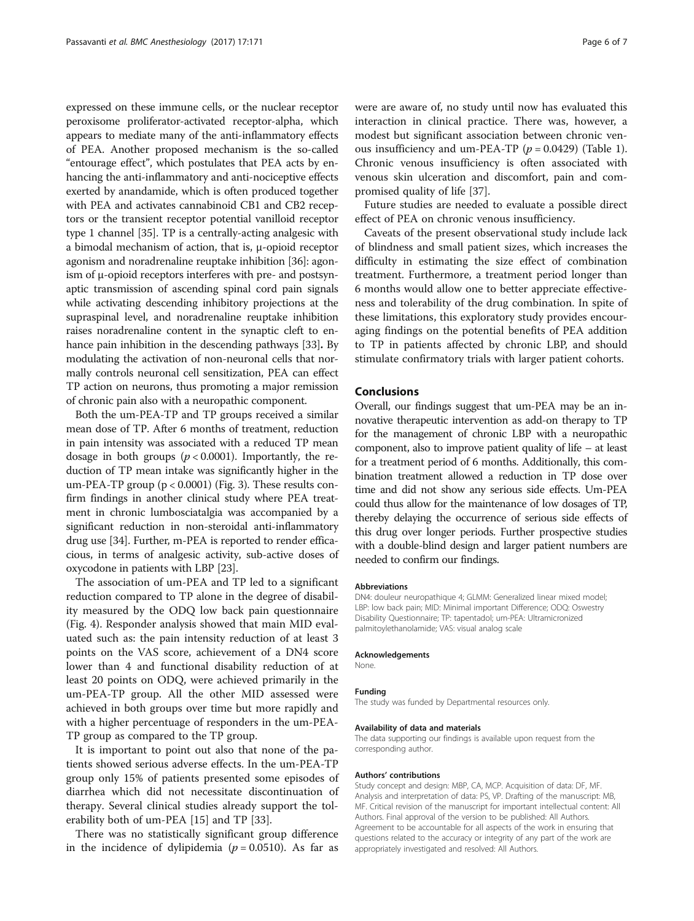expressed on these immune cells, or the nuclear receptor peroxisome proliferator-activated receptor-alpha, which appears to mediate many of the anti-inflammatory effects of PEA. Another proposed mechanism is the so-called "entourage effect", which postulates that PEA acts by enhancing the anti-inflammatory and anti-nociceptive effects exerted by anandamide, which is often produced together with PEA and activates cannabinoid CB1 and CB2 receptors or the transient receptor potential vanilloid receptor type 1 channel [35]. TP is a centrally-acting analgesic with a bimodal mechanism of action, that is, μ-opioid receptor agonism and noradrenaline reuptake inhibition [36]: agonism of μ-opioid receptors interferes with pre- and postsynaptic transmission of ascending spinal cord pain signals while activating descending inhibitory projections at the supraspinal level, and noradrenaline reuptake inhibition raises noradrenaline content in the synaptic cleft to enhance pain inhibition in the descending pathways [33]. By modulating the activation of non-neuronal cells that normally controls neuronal cell sensitization, PEA can effect TP action on neurons, thus promoting a major remission of chronic pain also with a neuropathic component.

Both the um-PEA-TP and TP groups received a similar mean dose of TP. After 6 months of treatment, reduction in pain intensity was associated with a reduced TP mean dosage in both groups ($p < 0.0001$). Importantly, the reduction of TP mean intake was significantly higher in the um-PEA-TP group ($p < 0.0001$) (Fig. 3). These results confirm findings in another clinical study where PEA treatment in chronic lumbosciatalgia was accompanied by a significant reduction in non-steroidal anti-inflammatory drug use [34]. Further, m-PEA is reported to render efficacious, in terms of analgesic activity, sub-active doses of oxycodone in patients with LBP [23].

The association of um-PEA and TP led to a significant reduction compared to TP alone in the degree of disability measured by the ODQ low back pain questionnaire (Fig. 4). Responder analysis showed that main MID evaluated such as: the pain intensity reduction of at least 3 points on the VAS score, achievement of a DN4 score lower than 4 and functional disability reduction of at least 20 points on ODQ, were achieved primarily in the um-PEA-TP group. All the other MID assessed were achieved in both groups over time but more rapidly and with a higher percentuage of responders in the um-PEA-TP group as compared to the TP group.

It is important to point out also that none of the patients showed serious adverse effects. In the um-PEA-TP group only 15% of patients presented some episodes of diarrhea which did not necessitate discontinuation of therapy. Several clinical studies already support the tolerability both of um-PEA [15] and TP [33].

There was no statistically significant group difference in the incidence of dylipidemia ($p = 0.0510$). As far as were are aware of, no study until now has evaluated this interaction in clinical practice. There was, however, a modest but significant association between chronic venous insufficiency and um-PEA-TP ($p = 0.0429$) (Table 1). Chronic venous insufficiency is often associated with venous skin ulceration and discomfort, pain and compromised quality of life [37].

Future studies are needed to evaluate a possible direct effect of PEA on chronic venous insufficiency.

Caveats of the present observational study include lack of blindness and small patient sizes, which increases the difficulty in estimating the size effect of combination treatment. Furthermore, a treatment period longer than 6 months would allow one to better appreciate effectiveness and tolerability of the drug combination. In spite of these limitations, this exploratory study provides encouraging findings on the potential benefits of PEA addition to TP in patients affected by chronic LBP, and should stimulate confirmatory trials with larger patient cohorts.

## Conclusions

Overall, our findings suggest that um-PEA may be an innovative therapeutic intervention as add-on therapy to TP for the management of chronic LBP with a neuropathic component, also to improve patient quality of life – at least for a treatment period of 6 months. Additionally, this combination treatment allowed a reduction in TP dose over time and did not show any serious side effects. Um-PEA could thus allow for the maintenance of low dosages of TP, thereby delaying the occurrence of serious side effects of this drug over longer periods. Further prospective studies with a double-blind design and larger patient numbers are needed to confirm our findings.

#### Abbreviations

DN4: douleur neuropathique 4; GLMM: Generalized linear mixed model; LBP: low back pain; MID: Minimal important Difference; ODQ: Oswestry Disability Questionnaire; TP: tapentadol; um-PEA: Ultramicronized palmitoylethanolamide; VAS: visual analog scale

#### Acknowledgements

None.

#### Funding

The study was funded by Departmental resources only.

#### Availability of data and materials

The data supporting our findings is available upon request from the corresponding author.

#### Authors' contributions

Study concept and design: MBP, CA, MCP. Acquisition of data: DF, MF. Analysis and interpretation of data: PS, VP. Drafting of the manuscript: MB, MF. Critical revision of the manuscript for important intellectual content: All Authors. Final approval of the version to be published: All Authors. Agreement to be accountable for all aspects of the work in ensuring that questions related to the accuracy or integrity of any part of the work are appropriately investigated and resolved: All Authors.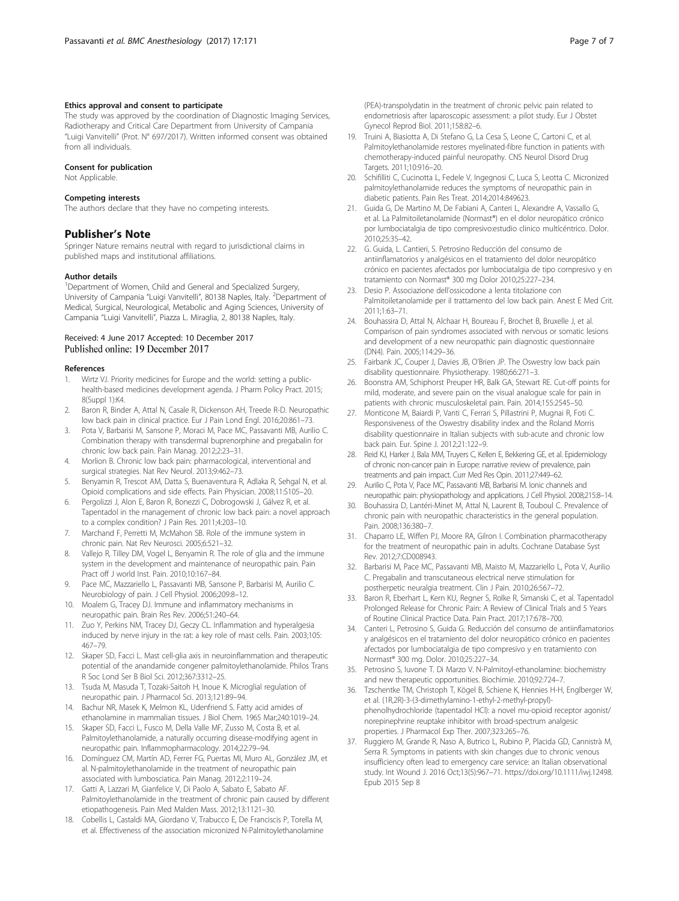#### Ethics approval and consent to participate

The study was approved by the coordination of Diagnostic Imaging Services, Radiotherapy and Critical Care Department from University of Campania "Luigi Vanvitelli" (Prot. N° 697/2017). Written informed consent was obtained from all individuals.

#### Consent for publication

Not Applicable.

#### Competing interests

The authors declare that they have no competing interests.

### Publisher's Note

Springer Nature remains neutral with regard to jurisdictional claims in published maps and institutional affiliations.

#### Author details

[1]Department of Women, Child and General and Specialized Surgery, University of Campania "Luigi Vanvitelli", 80138 Naples, Italy. [2]Department of Medical, Surgical, Neurological, Metabolic and Aging Sciences, University of Campania "Luigi Vanvitelli", Piazza L. Miraglia, 2, 80138 Naples, Italy.

Received: 4 June 2017 Accepted: 10 December 2017
Published online: 19 December 2017

#### References

1. Wirtz VJ. Priority medicines for Europe and the world: setting a public-health-based medicines development agenda. J Pharm Policy Pract. 2015; 8(Suppl 1):K4.
2. Baron R, Binder A, Attal N, Casale R, Dickenson AH, Treede R-D. Neuropathic low back pain in clinical practice. Eur J Pain Lond Engl. 2016;20:861–73.
3. Pota V, Barbarisi M, Sansone P, Moraci M, Pace MC, Passavanti MB, Aurilio C. Combination therapy with transdermal buprenorphine and pregabalin for chronic low back pain. Pain Manag. 2012;2:23–31.
4. Morlion B. Chronic low back pain: pharmacological, interventional and surgical strategies. Nat Rev Neurol. 2013;9:462–73.
5. Benyamin R, Trescot AM, Datta S, Buenaventura R, Adlaka R, Sehgal N, et al. Opioid complications and side effects. Pain Physician. 2008;11:S105–20.
6. Pergolizzi J, Alon E, Baron R, Bonezzi C, Dobrogowski J, Gálvez R, et al. Tapentadol in the management of chronic low back pain: a novel approach to a complex condition? J Pain Res. 2011;4:203–10.
7. Marchand F, Perretti M, McMahon SB. Role of the immune system in chronic pain. Nat Rev Neurosci. 2005;6:521–32.
8. Vallejo R, Tilley DM, Vogel L, Benyamin R. The role of glia and the immune system in the development and maintenance of neuropathic pain. Pain Pract off J world Inst. Pain. 2010;10:167–84.
9. Pace MC, Mazzariello L, Passavanti MB, Sansone P, Barbarisi M, Aurilio C. Neurobiology of pain. J Cell Physiol. 2006;209:8–12.
10. Moalem G, Tracey DJ. Immune and inflammatory mechanisms in neuropathic pain. Brain Res Rev. 2006;51:240–64.
11. Zuo Y, Perkins NM, Tracey DJ, Geczy CL. Inflammation and hyperalgesia induced by nerve injury in the rat: a key role of mast cells. Pain. 2003;105: 467–79.
12. Skaper SD, Facci L. Mast cell-glia axis in neuroinflammation and therapeutic potential of the anandamide congener palmitoylethanolamide. Philos Trans R Soc Lond Ser B Biol Sci. 2012;367:3312–25.
13. Tsuda M, Masuda T, Tozaki-Saitoh H, Inoue K. Microglial regulation of neuropathic pain. J Pharmacol Sci. 2013;121:89–94.
14. Bachur NR, Masek K, Melmon KL, Udenfriend S. Fatty acid amides of ethanolamine in mammalian tissues. J Biol Chem. 1965 Mar;240:1019–24.
15. Skaper SD, Facci L, Fusco M, Della Valle MF, Zusso M, Costa B, et al. Palmitoylethanolamide, a naturally occurring disease-modifying agent in neuropathic pain. Inflammopharmacology. 2014;22:79–94.
16. Domínguez CM, Martín AD, Ferrer FG, Puertas MI, Muro AL, González JM, et al. N-palmitoylethanolamide in the treatment of neuropathic pain associated with lumbosciatica. Pain Manag. 2012;2:119–24.
17. Gatti A, Lazzari M, Gianfelice V, Di Paolo A, Sabato E, Sabato AF. Palmitoylethanolamide in the treatment of chronic pain caused by different etiopathogenesis. Pain Med Malden Mass. 2012;13:1121–30.
18. Cobellis L, Castaldi MA, Giordano V, Trabucco E, De Franciscis P, Torella M, et al. Effectiveness of the association micronized N-Palmitoylethanolamine (PEA)-transpolydatin in the treatment of chronic pelvic pain related to endometriosis after laparoscopic assessment: a pilot study. Eur J Obstet Gynecol Reprod Biol. 2011;158:82–6.
19. Truini A, Biasiotta A, Di Stefano G, La Cesa S, Leone C, Cartoni C, et al. Palmitoylethanolamide restores myelinated-fibre function in patients with chemotherapy-induced painful neuropathy. CNS Neurol Disord Drug Targets. 2011;10:916–20.
20. Schifilliti C, Cucinotta L, Fedele V, Ingegnosi C, Luca S, Leotta C. Micronized palmitoylethanolamide reduces the symptoms of neuropathic pain in diabetic patients. Pain Res Treat. 2014;2014:849623.
21. Guida G, De Martino M, De Fabiani A, Canteri L, Alexandre A, Vassallo G, et al. La Palmitoiletanolamide (Normast®) en el dolor neuropático crónico por lumbociatalgia de tipo compresivo:estudio clinico multícéntrico. Dolor. 2010;25:35–42.
22. G. Guida, L. Cantieri, S. Petrosino Reducción del consumo de antiinflamatorios y analgésicos en el tratamiento del dolor neuropático crónico en pacientes afectados por lumbociatalgia de tipo compresivo y en tratamiento con Normast® 300 mg Dolor 2010;25:227–234.
23. Desio P. Associazione dell'ossicodone a lenta titolazione con Palmitoiletanolamide per il trattamento del low back pain. Anest E Med Crit. 2011;1:63–71.
24. Bouhassira D, Attal N, Alchaar H, Boureau F, Brochet B, Bruxelle J, et al. Comparison of pain syndromes associated with nervous or somatic lesions and development of a new neuropathic pain diagnostic questionnaire (DN4). Pain. 2005;114:29–36.
25. Fairbank JC, Couper J, Davies JB, O'Brien JP. The Oswestry low back pain disability questionnaire. Physiotherapy. 1980;66:271–3.
26. Boonstra AM, Schiphorst Preuper HR, Balk GA, Stewart RE. Cut-off points for mild, moderate, and severe pain on the visual analogue scale for pain in patients with chronic musculoskeletal pain. Pain. 2014;155:2545–50.
27. Monticone M, Baiardi P, Vanti C, Ferrari S, Pillastrini P, Mugnai R, Foti C. Responsiveness of the Oswestry disability index and the Roland Morris disability questionnaire in Italian subjects with sub-acute and chronic low back pain. Eur. Spine J. 2012;21:122–9.
28. Reid KJ, Harker J, Bala MM, Truyers C, Kellen E, Bekkering GE, et al. Epidemiology of chronic non-cancer pain in Europe: narrative review of prevalence, pain treatments and pain impact. Curr Med Res Opin. 2011;27:449–62.
29. Aurilio C, Pota V, Pace MC, Passavanti MB, Barbarisi M. Ionic channels and neuropathic pain: physiopathology and applications. J Cell Physiol. 2008;215:8–14.
30. Bouhassira D, Lantéri-Minet M, Attal N, Laurent B, Touboul C. Prevalence of chronic pain with neuropathic characteristics in the general population. Pain. 2008;136:380–7.
31. Chaparro LE, Wiffen PJ, Moore RA, Gilron I. Combination pharmacotherapy for the treatment of neuropathic pain in adults. Cochrane Database Syst Rev. 2012;7:CD008943.
32. Barbarisi M, Pace MC, Passavanti MB, Maisto M, Mazzariello L, Pota V, Aurilio C. Pregabalin and transcutaneous electrical nerve stimulation for postherpetic neuralgia treatment. Clin J Pain. 2010;26:567–72.
33. Baron R, Eberhart L, Kern KU, Regner S, Rolke R, Simanski C, et al. Tapentadol Prolonged Release for Chronic Pain: A Review of Clinical Trials and 5 Years of Routine Clinical Practice Data. Pain Pract. 2017;17:678–700.
34. Canteri L, Petrosino S, Guida G. Reducción del consumo de antiinflamatorios y analgésicos en el tratamiento del dolor neuropático crónico en pacientes afectados por lumbociatalgia de tipo compresivo y en tratamiento con Normast® 300 mg. Dolor. 2010;25:227–34.
35. Petrosino S, Iuvone T. Di Marzo V. N-Palmitoyl-ethanolamine: biochemistry and new therapeutic opportunities. Biochimie. 2010;92:724–7.
36. Tzschentke TM, Christoph T, Kögel B, Schiene K, Hennies H-H, Englberger W, et al. (1R,2R)-3-(3-dimethylamino-1-ethyl-2-methyl-propyl)-phenolhydrochloride (tapentadol HCl): a novel mu-opioid receptor agonist/norepinephrine reuptake inhibitor with broad-spectrum analgesic properties. J Pharmacol Exp Ther. 2007;323:265–76.
37. Ruggiero M, Grande R, Naso A, Butrico L, Rubino P, Placida GD, Cannistrà M, Serra R. Symptoms in patients with skin changes due to chronic venous insufficiency often lead to emergency care service: an Italian observational study. Int Wound J. 2016 Oct;13(5):967–71. https://doi.org/10.1111/iwj.12498. Epub 2015 Sep 8